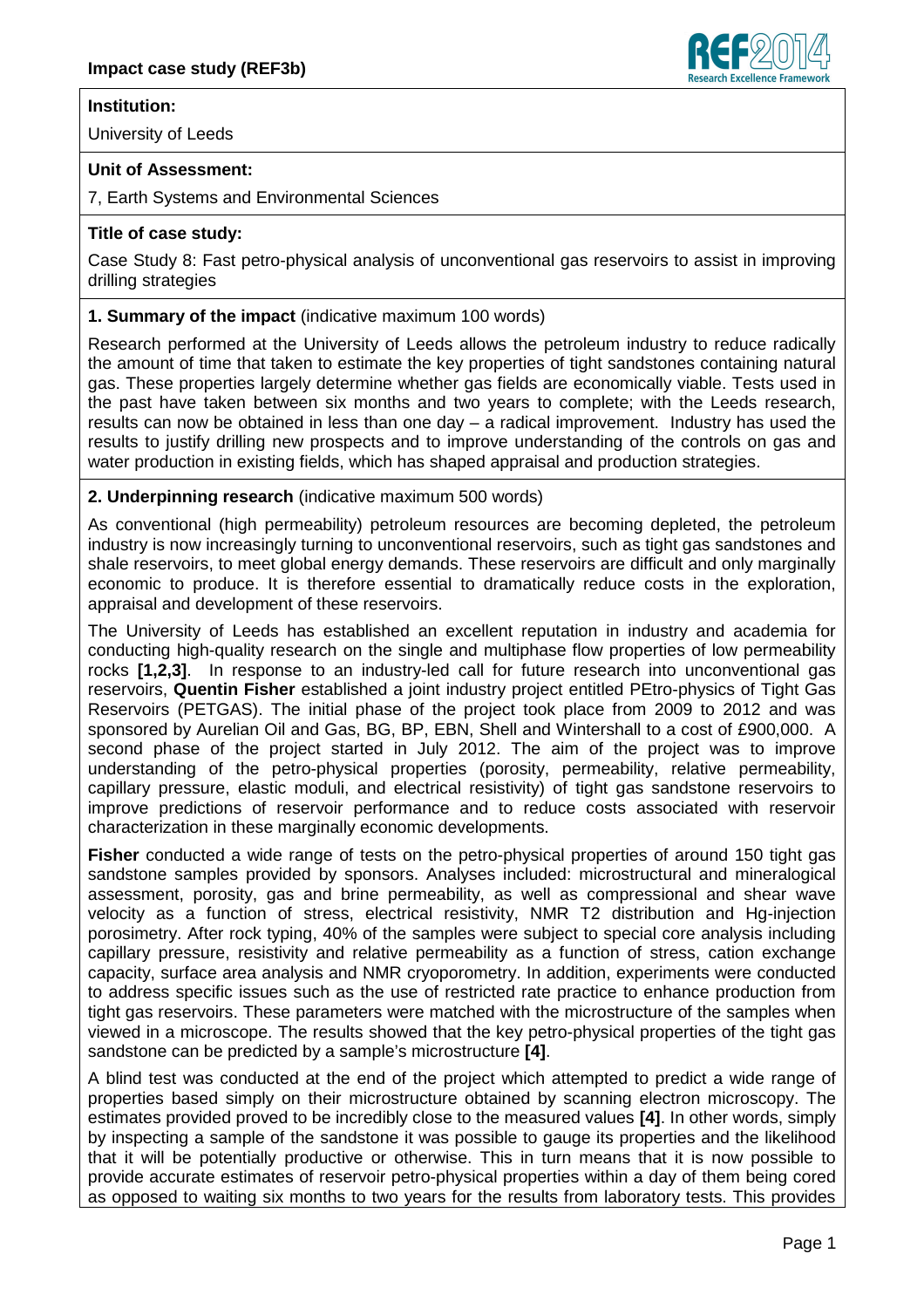**Impact case study (REF3b)**

**Institution:**

University of Leeds

**Unit of Assessment:**

7, Earth Systems and Environmental Sciences

**Title of case study:**

Case Study 8: Fast petro-physical analysis of unconventional gas reservoirs to assist in improving drilling strategies

**1. Summary of the impact** (indicative maximum 100 words)

Research performed at the University of Leeds allows the petroleum industry to reduce radically the amount of time that taken to estimate the key properties of tight sandstones containing natural gas. These properties largely determine whether gas fields are economically viable. Tests used in the past have taken between six months and two years to complete; with the Leeds research, results can now be obtained in less than one day – a radical improvement. Industry has used the results to justify drilling new prospects and to improve understanding of the controls on gas and water production in existing fields, which has shaped appraisal and production strategies.

**2. Underpinning research** (indicative maximum 500 words)

As conventional (high permeability) petroleum resources are becoming depleted, the petroleum industry is now increasingly turning to unconventional reservoirs, such as tight gas sandstones and shale reservoirs, to meet global energy demands. These reservoirs are difficult and only marginally economic to produce. It is therefore essential to dramatically reduce costs in the exploration, appraisal and development of these reservoirs.

The University of Leeds has established an excellent reputation in industry and academia for conducting high-quality research on the single and multiphase flow properties of low permeability rocks **[1,2,3]**. In response to an industry-led call for future research into unconventional gas reservoirs, **Quentin Fisher** established a joint industry project entitled PEtro-physics of Tight Gas Reservoirs (PETGAS). The initial phase of the project took place from 2009 to 2012 and was sponsored by Aurelian Oil and Gas, BG, BP, EBN, Shell and Wintershall to a cost of £900,000. A second phase of the project started in July 2012. The aim of the project was to improve understanding of the petro-physical properties (porosity, permeability, relative permeability, capillary pressure, elastic moduli, and electrical resistivity) of tight gas sandstone reservoirs to improve predictions of reservoir performance and to reduce costs associated with reservoir characterization in these marginally economic developments.

**Fisher** conducted a wide range of tests on the petro-physical properties of around 150 tight gas sandstone samples provided by sponsors. Analyses included: microstructural and mineralogical assessment, porosity, gas and brine permeability, as well as compressional and shear wave velocity as a function of stress, electrical resistivity, NMR T2 distribution and Hg-injection porosimetry. After rock typing, 40% of the samples were subject to special core analysis including capillary pressure, resistivity and relative permeability as a function of stress, cation exchange capacity, surface area analysis and NMR cryoporometry. In addition, experiments were conducted to address specific issues such as the use of restricted rate practice to enhance production from tight gas reservoirs. These parameters were matched with the microstructure of the samples when viewed in a microscope. The results showed that the key petro-physical properties of the tight gas sandstone can be predicted by a sample's microstructure **[4]**.

A blind test was conducted at the end of the project which attempted to predict a wide range of properties based simply on their microstructure obtained by scanning electron microscopy. The estimates provided proved to be incredibly close to the measured values **[4]**. In other words, simply by inspecting a sample of the sandstone it was possible to gauge its properties and the likelihood that it will be potentially productive or otherwise. This in turn means that it is now possible to provide accurate estimates of reservoir petro-physical properties within a day of them being cored as opposed to waiting six months to two years for the results from laboratory tests. This provides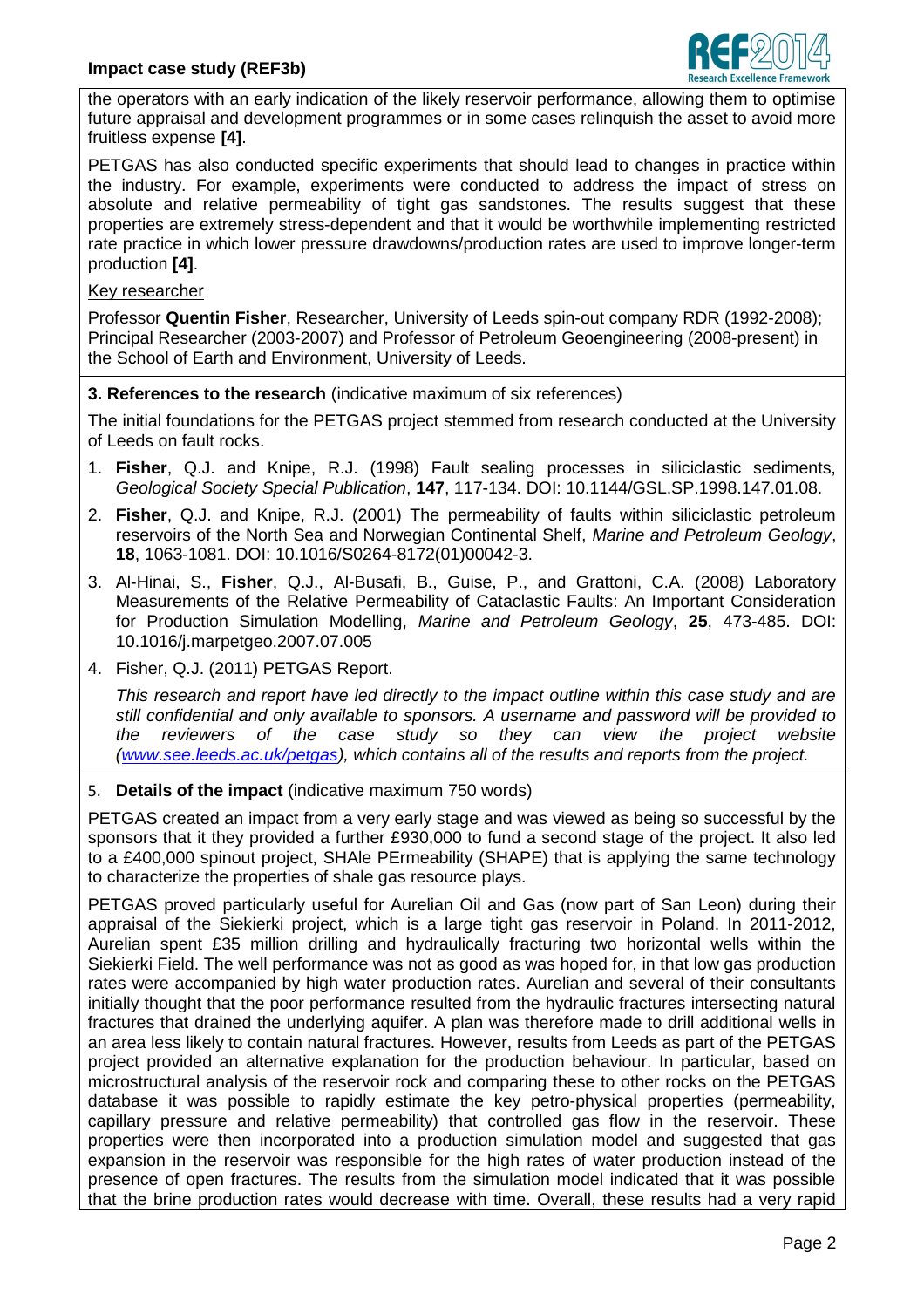the operators with an early indication of the likely reservoir performance, allowing them to optimise future appraisal and development programmes or in some cases relinquish the asset to avoid more fruitless expense **[4]**.

PETGAS has also conducted specific experiments that should lead to changes in practice within the industry. For example, experiments were conducted to address the impact of stress on absolute and relative permeability of tight gas sandstones. The results suggest that these properties are extremely stress-dependent and that it would be worthwhile implementing restricted rate practice in which lower pressure drawdowns/production rates are used to improve longer-term production **[4]**.

Key researcher

Professor **Quentin Fisher**, Researcher, University of Leeds spin-out company RDR (1992-2008); Principal Researcher (2003-2007) and Professor of Petroleum Geoengineering (2008-present) in the School of Earth and Environment, University of Leeds.

**3. References to the research** (indicative maximum of six references)

The initial foundations for the PETGAS project stemmed from research conducted at the University of Leeds on fault rocks.

1. **Fisher**, Q.J. and Knipe, R.J. (1998) Fault sealing processes in siliciclastic sediments, *Geological Society Special Publication*, **147**, 117-134. DOI: 10.1144/GSL.SP.1998.147.01.08.
2. **Fisher**, Q.J. and Knipe, R.J. (2001) The permeability of faults within siliciclastic petroleum reservoirs of the North Sea and Norwegian Continental Shelf, *Marine and Petroleum Geology*, **18**, 1063-1081. DOI: 10.1016/S0264-8172(01)00042-3.
3. Al-Hinai, S., **Fisher**, Q.J., Al-Busafi, B., Guise, P., and Grattoni, C.A. (2008) Laboratory Measurements of the Relative Permeability of Cataclastic Faults: An Important Consideration for Production Simulation Modelling, *Marine and Petroleum Geology*, **25**, 473-485. DOI: 10.1016/j.marpetgeo.2007.07.005
4. Fisher, Q.J. (2011) PETGAS Report.

   *This research and report have led directly to the impact outline within this case study and are still confidential and only available to sponsors. A username and password will be provided to the reviewers of the case study so they can view the project website (www.see.leeds.ac.uk/petgas), which contains all of the results and reports from the project.*

5. **Details of the impact** (indicative maximum 750 words)

PETGAS created an impact from a very early stage and was viewed as being so successful by the sponsors that it they provided a further £930,000 to fund a second stage of the project. It also led to a £400,000 spinout project, SHAle PErmeability (SHAPE) that is applying the same technology to characterize the properties of shale gas resource plays.

PETGAS proved particularly useful for Aurelian Oil and Gas (now part of San Leon) during their appraisal of the Siekierki project, which is a large tight gas reservoir in Poland. In 2011-2012, Aurelian spent £35 million drilling and hydraulically fracturing two horizontal wells within the Siekierki Field. The well performance was not as good as was hoped for, in that low gas production rates were accompanied by high water production rates. Aurelian and several of their consultants initially thought that the poor performance resulted from the hydraulic fractures intersecting natural fractures that drained the underlying aquifer. A plan was therefore made to drill additional wells in an area less likely to contain natural fractures. However, results from Leeds as part of the PETGAS project provided an alternative explanation for the production behaviour. In particular, based on microstructural analysis of the reservoir rock and comparing these to other rocks on the PETGAS database it was possible to rapidly estimate the key petro-physical properties (permeability, capillary pressure and relative permeability) that controlled gas flow in the reservoir. These properties were then incorporated into a production simulation model and suggested that gas expansion in the reservoir was responsible for the high rates of water production instead of the presence of open fractures. The results from the simulation model indicated that it was possible that the brine production rates would decrease with time. Overall, these results had a very rapid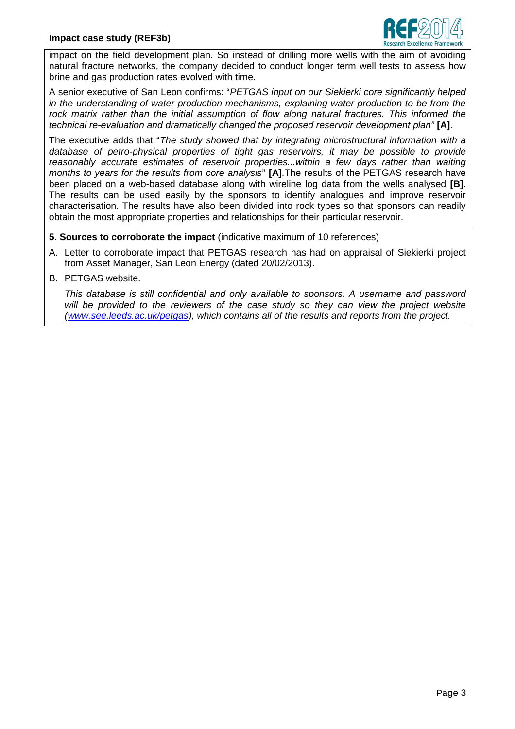impact on the field development plan. So instead of drilling more wells with the aim of avoiding natural fracture networks, the company decided to conduct longer term well tests to assess how brine and gas production rates evolved with time.

A senior executive of San Leon confirms: "*PETGAS input on our Siekierki core significantly helped in the understanding of water production mechanisms, explaining water production to be from the rock matrix rather than the initial assumption of flow along natural fractures. This informed the technical re-evaluation and dramatically changed the proposed reservoir development plan"* **[A]**.

The executive adds that "*The study showed that by integrating microstructural information with a database of petro-physical properties of tight gas reservoirs, it may be possible to provide reasonably accurate estimates of reservoir properties...within a few days rather than waiting months to years for the results from core analysis*" **[A]**.The results of the PETGAS research have been placed on a web-based database along with wireline log data from the wells analysed **[B]**. The results can be used easily by the sponsors to identify analogues and improve reservoir characterisation. The results have also been divided into rock types so that sponsors can readily obtain the most appropriate properties and relationships for their particular reservoir.

**5. Sources to corroborate the impact** (indicative maximum of 10 references)

A. Letter to corroborate impact that PETGAS research has had on appraisal of Siekierki project from Asset Manager, San Leon Energy (dated 20/02/2013).

B. PETGAS website.

*This database is still confidential and only available to sponsors. A username and password will be provided to the reviewers of the case study so they can view the project website (www.see.leeds.ac.uk/petgas), which contains all of the results and reports from the project.*